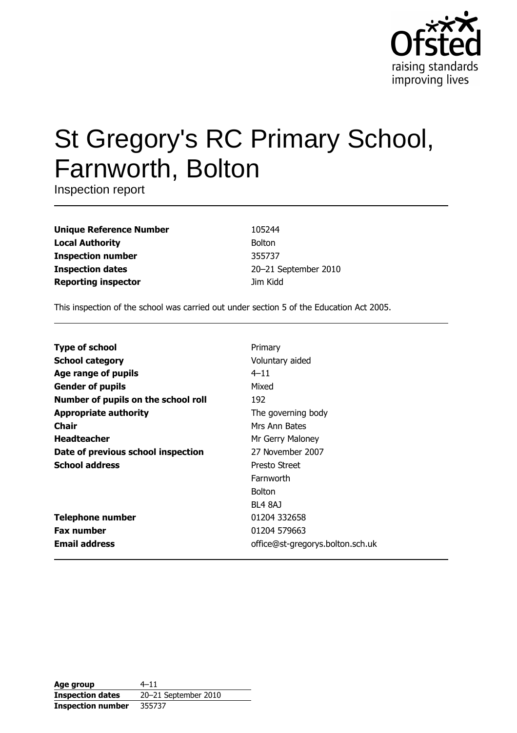Ofsted
raising standards
improving lives

# St Gregory's RC Primary School, Farnworth, Bolton

Inspection report

| | |
|---|---|
| **Unique Reference Number** | 105244 |
| **Local Authority** | Bolton |
| **Inspection number** | 355737 |
| **Inspection dates** | 20–21 September 2010 |
| **Reporting inspector** | Jim Kidd |

This inspection of the school was carried out under section 5 of the Education Act 2005.

| | |
|---|---|
| **Type of school** | Primary |
| **School category** | Voluntary aided |
| **Age range of pupils** | 4–11 |
| **Gender of pupils** | Mixed |
| **Number of pupils on the school roll** | 192 |
| **Appropriate authority** | The governing body |
| **Chair** | Mrs Ann Bates |
| **Headteacher** | Mr Gerry Maloney |
| **Date of previous school inspection** | 27 November 2007 |
| **School address** | Presto Street<br>Farnworth<br>Bolton<br>BL4 8AJ |
| **Telephone number** | 01204 332658 |
| **Fax number** | 01204 579663 |
| **Email address** | office@st-gregorys.bolton.sch.uk |

| | |
|---|---|
| **Age group** | 4–11 |
| **Inspection dates** | 20–21 September 2010 |
| **Inspection number** | 355737 |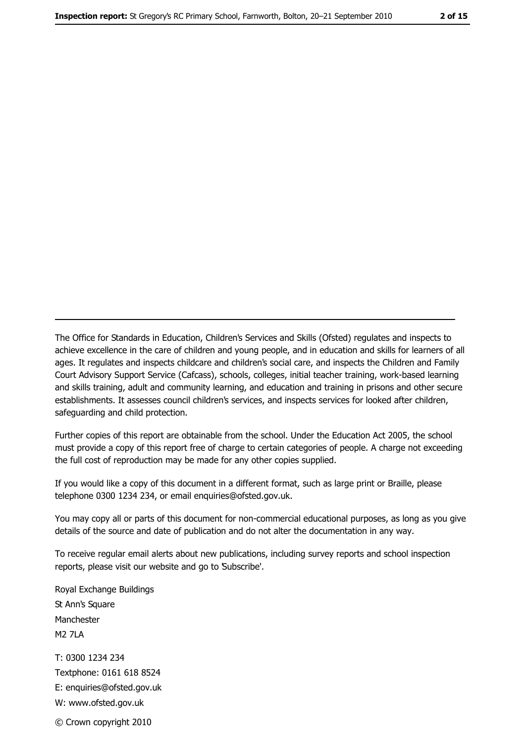The Office for Standards in Education, Children's Services and Skills (Ofsted) regulates and inspects to achieve excellence in the care of children and young people, and in education and skills for learners of all ages. It regulates and inspects childcare and children's social care, and inspects the Children and Family Court Advisory Support Service (Cafcass), schools, colleges, initial teacher training, work-based learning and skills training, adult and community learning, and education and training in prisons and other secure establishments. It assesses council children's services, and inspects services for looked after children, safeguarding and child protection.

Further copies of this report are obtainable from the school. Under the Education Act 2005, the school must provide a copy of this report free of charge to certain categories of people. A charge not exceeding the full cost of reproduction may be made for any other copies supplied.

If you would like a copy of this document in a different format, such as large print or Braille, please telephone 0300 1234 234, or email enquiries@ofsted.gov.uk.

You may copy all or parts of this document for non-commercial educational purposes, as long as you give details of the source and date of publication and do not alter the documentation in any way.

To receive regular email alerts about new publications, including survey reports and school inspection reports, please visit our website and go to 'Subscribe'.

Royal Exchange Buildings
St Ann's Square
Manchester
M2 7LA

T: 0300 1234 234
Textphone: 0161 618 8524
E: enquiries@ofsted.gov.uk
W: www.ofsted.gov.uk

© Crown copyright 2010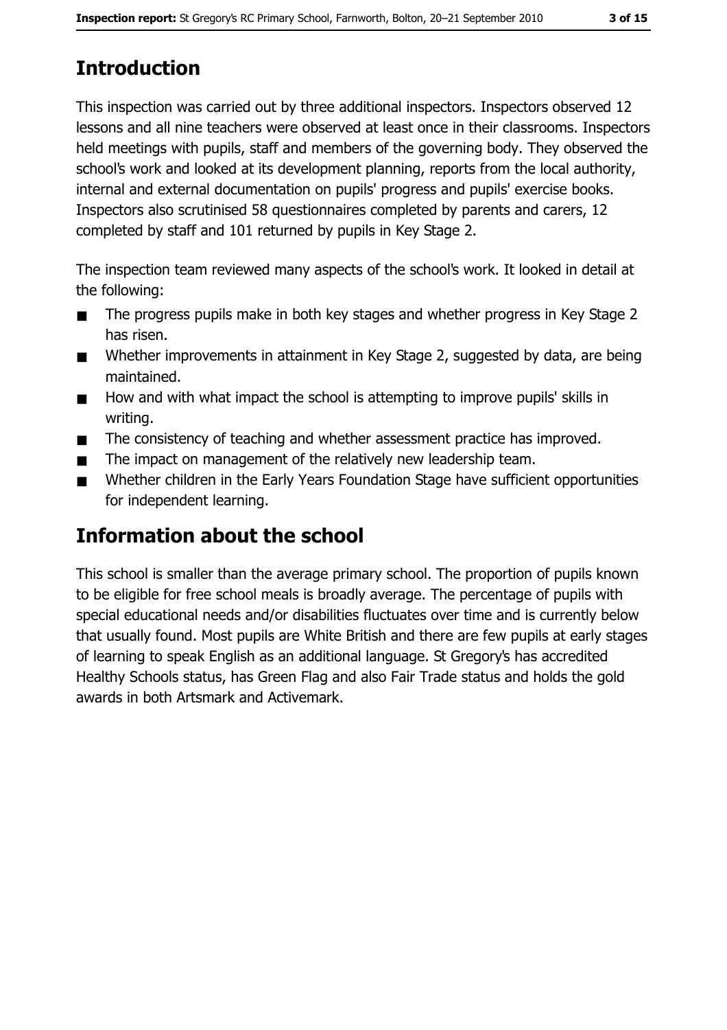## Introduction

This inspection was carried out by three additional inspectors. Inspectors observed 12 lessons and all nine teachers were observed at least once in their classrooms. Inspectors held meetings with pupils, staff and members of the governing body. They observed the school's work and looked at its development planning, reports from the local authority, internal and external documentation on pupils' progress and pupils' exercise books. Inspectors also scrutinised 58 questionnaires completed by parents and carers, 12 completed by staff and 101 returned by pupils in Key Stage 2.

The inspection team reviewed many aspects of the school's work. It looked in detail at the following:

- The progress pupils make in both key stages and whether progress in Key Stage 2 has risen.
- Whether improvements in attainment in Key Stage 2, suggested by data, are being maintained.
- How and with what impact the school is attempting to improve pupils' skills in writing.
- The consistency of teaching and whether assessment practice has improved.
- The impact on management of the relatively new leadership team.
- Whether children in the Early Years Foundation Stage have sufficient opportunities for independent learning.

## Information about the school

This school is smaller than the average primary school. The proportion of pupils known to be eligible for free school meals is broadly average. The percentage of pupils with special educational needs and/or disabilities fluctuates over time and is currently below that usually found. Most pupils are White British and there are few pupils at early stages of learning to speak English as an additional language. St Gregory's has accredited Healthy Schools status, has Green Flag and also Fair Trade status and holds the gold awards in both Artsmark and Activemark.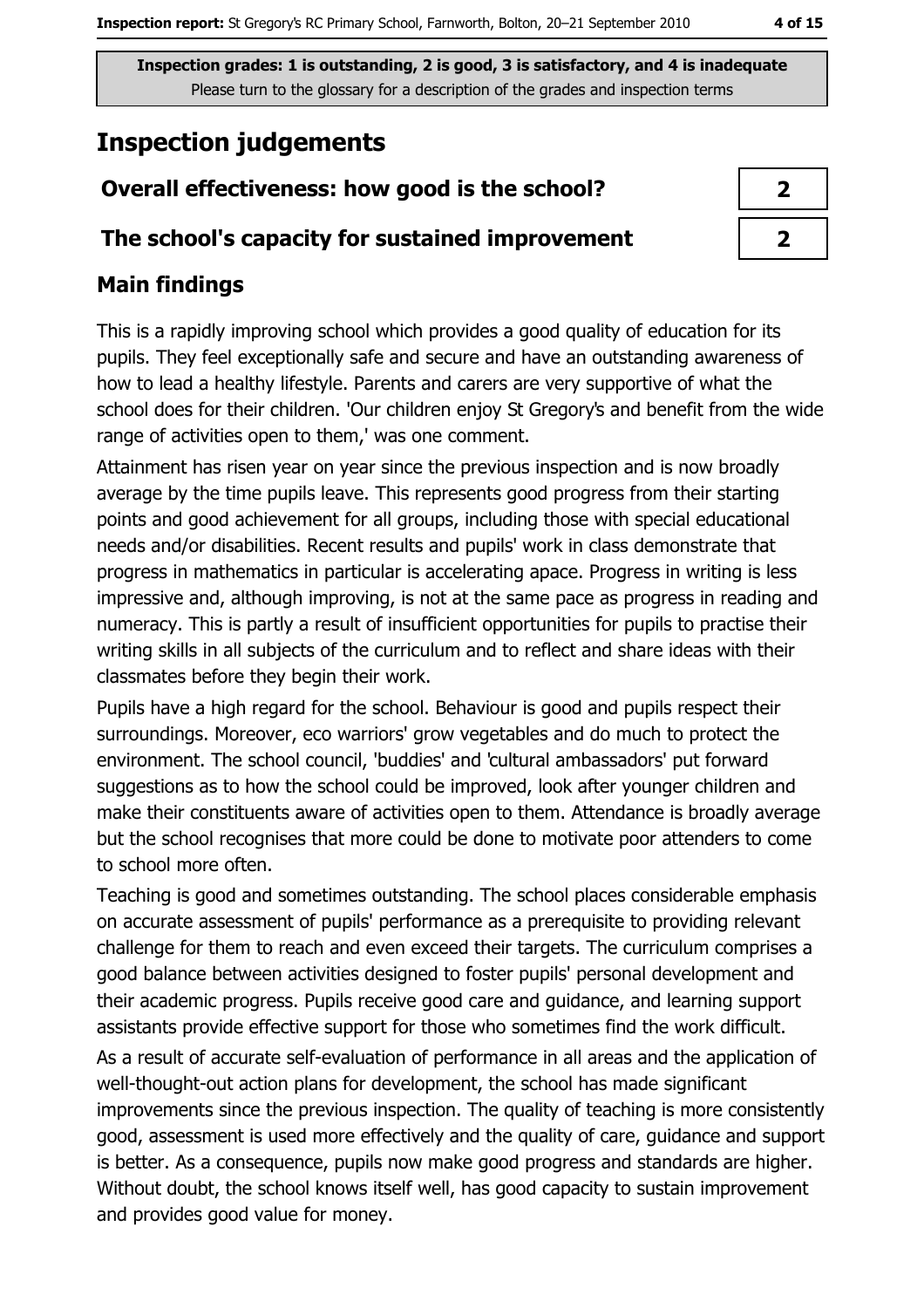**Inspection grades: 1 is outstanding, 2 is good, 3 is satisfactory, and 4 is inadequate**
Please turn to the glossary for a description of the grades and inspection terms

# Inspection judgements

| | |
|---|---|
| **Overall effectiveness: how good is the school?** | **2** |
| **The school's capacity for sustained improvement** | **2** |

## Main findings

This is a rapidly improving school which provides a good quality of education for its pupils. They feel exceptionally safe and secure and have an outstanding awareness of how to lead a healthy lifestyle. Parents and carers are very supportive of what the school does for their children. 'Our children enjoy St Gregory's and benefit from the wide range of activities open to them,' was one comment.

Attainment has risen year on year since the previous inspection and is now broadly average by the time pupils leave. This represents good progress from their starting points and good achievement for all groups, including those with special educational needs and/or disabilities. Recent results and pupils' work in class demonstrate that progress in mathematics in particular is accelerating apace. Progress in writing is less impressive and, although improving, is not at the same pace as progress in reading and numeracy. This is partly a result of insufficient opportunities for pupils to practise their writing skills in all subjects of the curriculum and to reflect and share ideas with their classmates before they begin their work.

Pupils have a high regard for the school. Behaviour is good and pupils respect their surroundings. Moreover, eco warriors' grow vegetables and do much to protect the environment. The school council, 'buddies' and 'cultural ambassadors' put forward suggestions as to how the school could be improved, look after younger children and make their constituents aware of activities open to them. Attendance is broadly average but the school recognises that more could be done to motivate poor attenders to come to school more often.

Teaching is good and sometimes outstanding. The school places considerable emphasis on accurate assessment of pupils' performance as a prerequisite to providing relevant challenge for them to reach and even exceed their targets. The curriculum comprises a good balance between activities designed to foster pupils' personal development and their academic progress. Pupils receive good care and guidance, and learning support assistants provide effective support for those who sometimes find the work difficult.

As a result of accurate self-evaluation of performance in all areas and the application of well-thought-out action plans for development, the school has made significant improvements since the previous inspection. The quality of teaching is more consistently good, assessment is used more effectively and the quality of care, guidance and support is better. As a consequence, pupils now make good progress and standards are higher. Without doubt, the school knows itself well, has good capacity to sustain improvement and provides good value for money.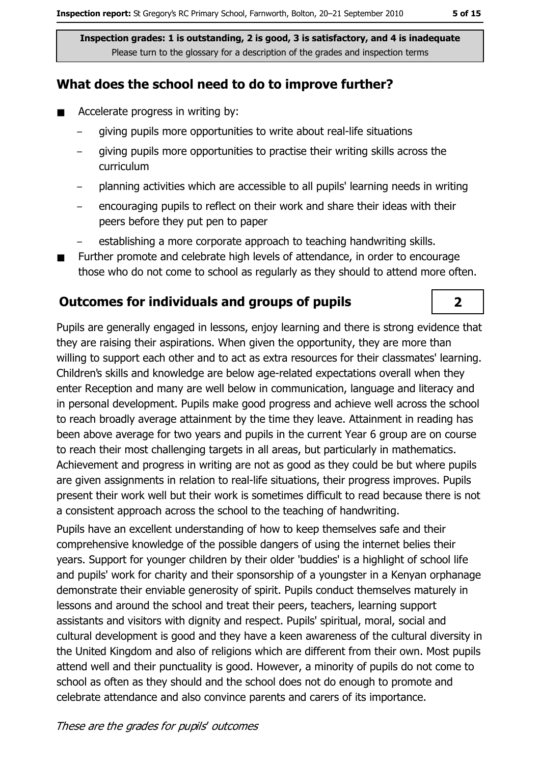**Inspection grades: 1 is outstanding, 2 is good, 3 is satisfactory, and 4 is inadequate**
Please turn to the glossary for a description of the grades and inspection terms

## What does the school need to do to improve further?

- Accelerate progress in writing by:
  - giving pupils more opportunities to write about real-life situations
  - giving pupils more opportunities to practise their writing skills across the curriculum
  - planning activities which are accessible to all pupils' learning needs in writing
  - encouraging pupils to reflect on their work and share their ideas with their peers before they put pen to paper
  - establishing a more corporate approach to teaching handwriting skills.
- Further promote and celebrate high levels of attendance, in order to encourage those who do not come to school as regularly as they should to attend more often.

## Outcomes for individuals and groups of pupils — 2

Pupils are generally engaged in lessons, enjoy learning and there is strong evidence that they are raising their aspirations. When given the opportunity, they are more than willing to support each other and to act as extra resources for their classmates' learning. Children's skills and knowledge are below age-related expectations overall when they enter Reception and many are well below in communication, language and literacy and in personal development. Pupils make good progress and achieve well across the school to reach broadly average attainment by the time they leave. Attainment in reading has been above average for two years and pupils in the current Year 6 group are on course to reach their most challenging targets in all areas, but particularly in mathematics. Achievement and progress in writing are not as good as they could be but where pupils are given assignments in relation to real-life situations, their progress improves. Pupils present their work well but their work is sometimes difficult to read because there is not a consistent approach across the school to the teaching of handwriting.

Pupils have an excellent understanding of how to keep themselves safe and their comprehensive knowledge of the possible dangers of using the internet belies their years. Support for younger children by their older 'buddies' is a highlight of school life and pupils' work for charity and their sponsorship of a youngster in a Kenyan orphanage demonstrate their enviable generosity of spirit. Pupils conduct themselves maturely in lessons and around the school and treat their peers, teachers, learning support assistants and visitors with dignity and respect. Pupils' spiritual, moral, social and cultural development is good and they have a keen awareness of the cultural diversity in the United Kingdom and also of religions which are different from their own. Most pupils attend well and their punctuality is good. However, a minority of pupils do not come to school as often as they should and the school does not do enough to promote and celebrate attendance and also convince parents and carers of its importance.

*These are the grades for pupils' outcomes*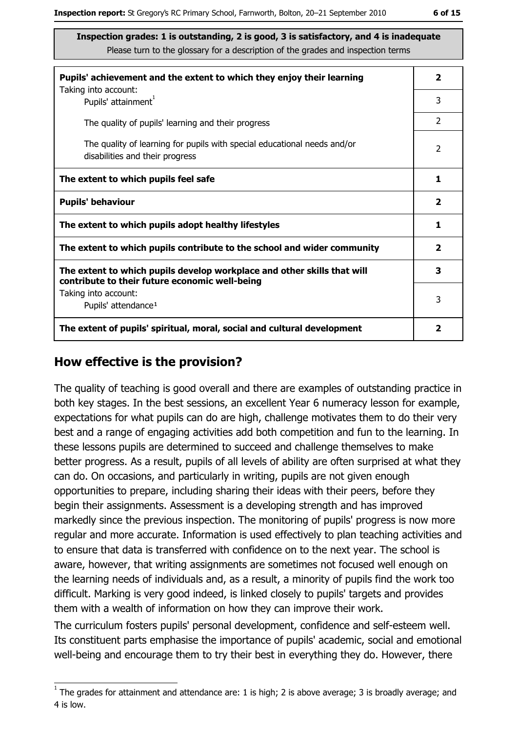**Inspection grades: 1 is outstanding, 2 is good, 3 is satisfactory, and 4 is inadequate**
Please turn to the glossary for a description of the grades and inspection terms

| | |
|---|---|
| **Pupils' achievement and the extent to which they enjoy their learning** | **2** |
| Taking into account: Pupils' attainment[1] | 3 |
| The quality of pupils' learning and their progress | 2 |
| The quality of learning for pupils with special educational needs and/or disabilities and their progress | 2 |
| **The extent to which pupils feel safe** | **1** |
| **Pupils' behaviour** | **2** |
| **The extent to which pupils adopt healthy lifestyles** | **1** |
| **The extent to which pupils contribute to the school and wider community** | **2** |
| **The extent to which pupils develop workplace and other skills that will contribute to their future economic well-being** | **3** |
| Taking into account: Pupils' attendance[1] | 3 |
| **The extent of pupils' spiritual, moral, social and cultural development** | **2** |

## How effective is the provision?

The quality of teaching is good overall and there are examples of outstanding practice in both key stages. In the best sessions, an excellent Year 6 numeracy lesson for example, expectations for what pupils can do are high, challenge motivates them to do their very best and a range of engaging activities add both competition and fun to the learning. In these lessons pupils are determined to succeed and challenge themselves to make better progress. As a result, pupils of all levels of ability are often surprised at what they can do. On occasions, and particularly in writing, pupils are not given enough opportunities to prepare, including sharing their ideas with their peers, before they begin their assignments. Assessment is a developing strength and has improved markedly since the previous inspection. The monitoring of pupils' progress is now more regular and more accurate. Information is used effectively to plan teaching activities and to ensure that data is transferred with confidence on to the next year. The school is aware, however, that writing assignments are sometimes not focused well enough on the learning needs of individuals and, as a result, a minority of pupils find the work too difficult. Marking is very good indeed, is linked closely to pupils' targets and provides them with a wealth of information on how they can improve their work.

The curriculum fosters pupils' personal development, confidence and self-esteem well. Its constituent parts emphasise the importance of pupils' academic, social and emotional well-being and encourage them to try their best in everything they do. However, there

[1] The grades for attainment and attendance are: 1 is high; 2 is above average; 3 is broadly average; and 4 is low.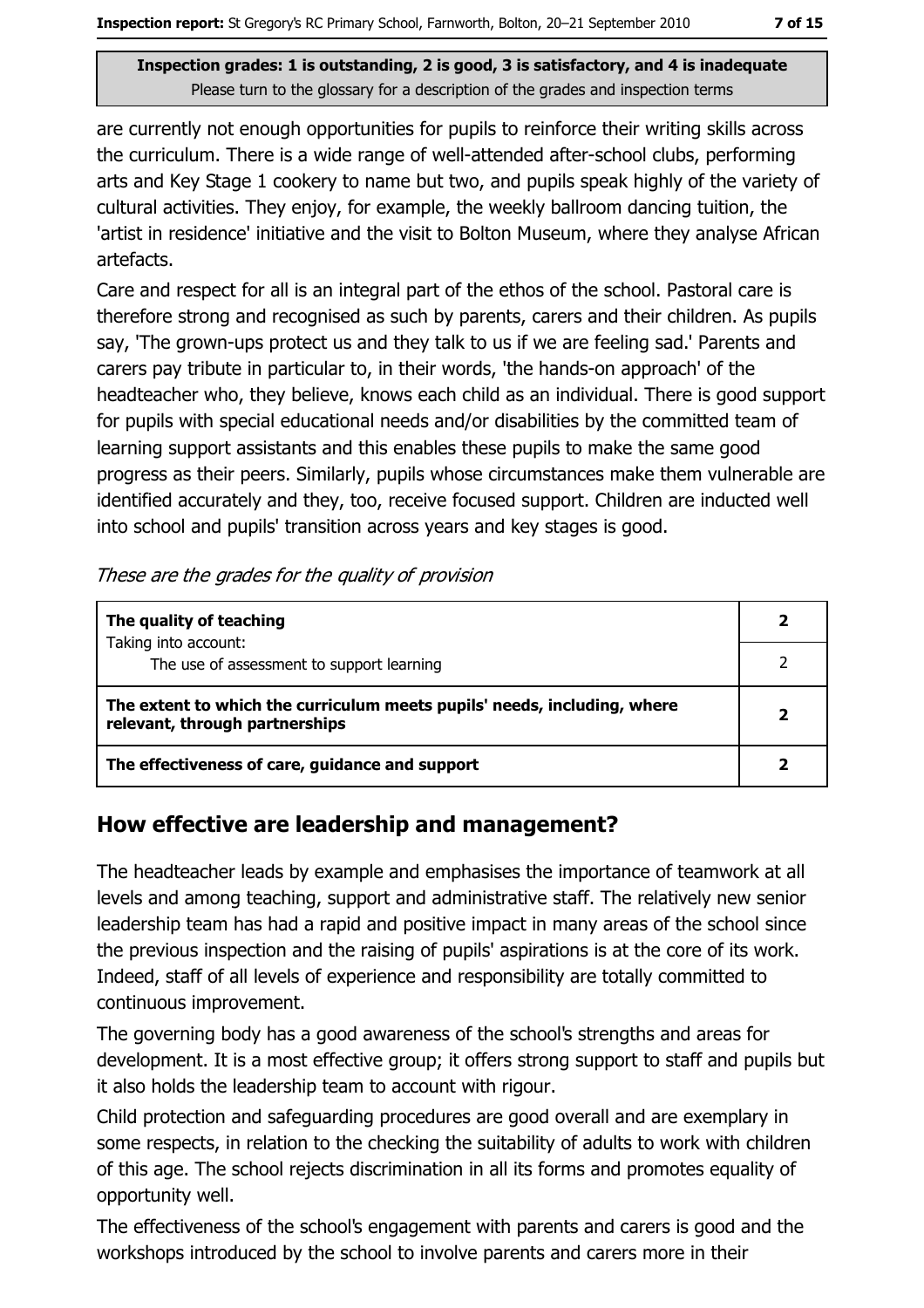are currently not enough opportunities for pupils to reinforce their writing skills across the curriculum. There is a wide range of well-attended after-school clubs, performing arts and Key Stage 1 cookery to name but two, and pupils speak highly of the variety of cultural activities. They enjoy, for example, the weekly ballroom dancing tuition, the 'artist in residence' initiative and the visit to Bolton Museum, where they analyse African artefacts.

Care and respect for all is an integral part of the ethos of the school. Pastoral care is therefore strong and recognised as such by parents, carers and their children. As pupils say, 'The grown-ups protect us and they talk to us if we are feeling sad.' Parents and carers pay tribute in particular to, in their words, 'the hands-on approach' of the headteacher who, they believe, knows each child as an individual. There is good support for pupils with special educational needs and/or disabilities by the committed team of learning support assistants and this enables these pupils to make the same good progress as their peers. Similarly, pupils whose circumstances make them vulnerable are identified accurately and they, too, receive focused support. Children are inducted well into school and pupils' transition across years and key stages is good.

*These are the grades for the quality of provision*

| | |
|---|---|
| **The quality of teaching** | **2** |
| Taking into account: The use of assessment to support learning | 2 |
| **The extent to which the curriculum meets pupils' needs, including, where relevant, through partnerships** | **2** |
| **The effectiveness of care, guidance and support** | **2** |

## How effective are leadership and management?

The headteacher leads by example and emphasises the importance of teamwork at all levels and among teaching, support and administrative staff. The relatively new senior leadership team has had a rapid and positive impact in many areas of the school since the previous inspection and the raising of pupils' aspirations is at the core of its work. Indeed, staff of all levels of experience and responsibility are totally committed to continuous improvement.

The governing body has a good awareness of the school's strengths and areas for development. It is a most effective group; it offers strong support to staff and pupils but it also holds the leadership team to account with rigour.

Child protection and safeguarding procedures are good overall and are exemplary in some respects, in relation to the checking the suitability of adults to work with children of this age. The school rejects discrimination in all its forms and promotes equality of opportunity well.

The effectiveness of the school's engagement with parents and carers is good and the workshops introduced by the school to involve parents and carers more in their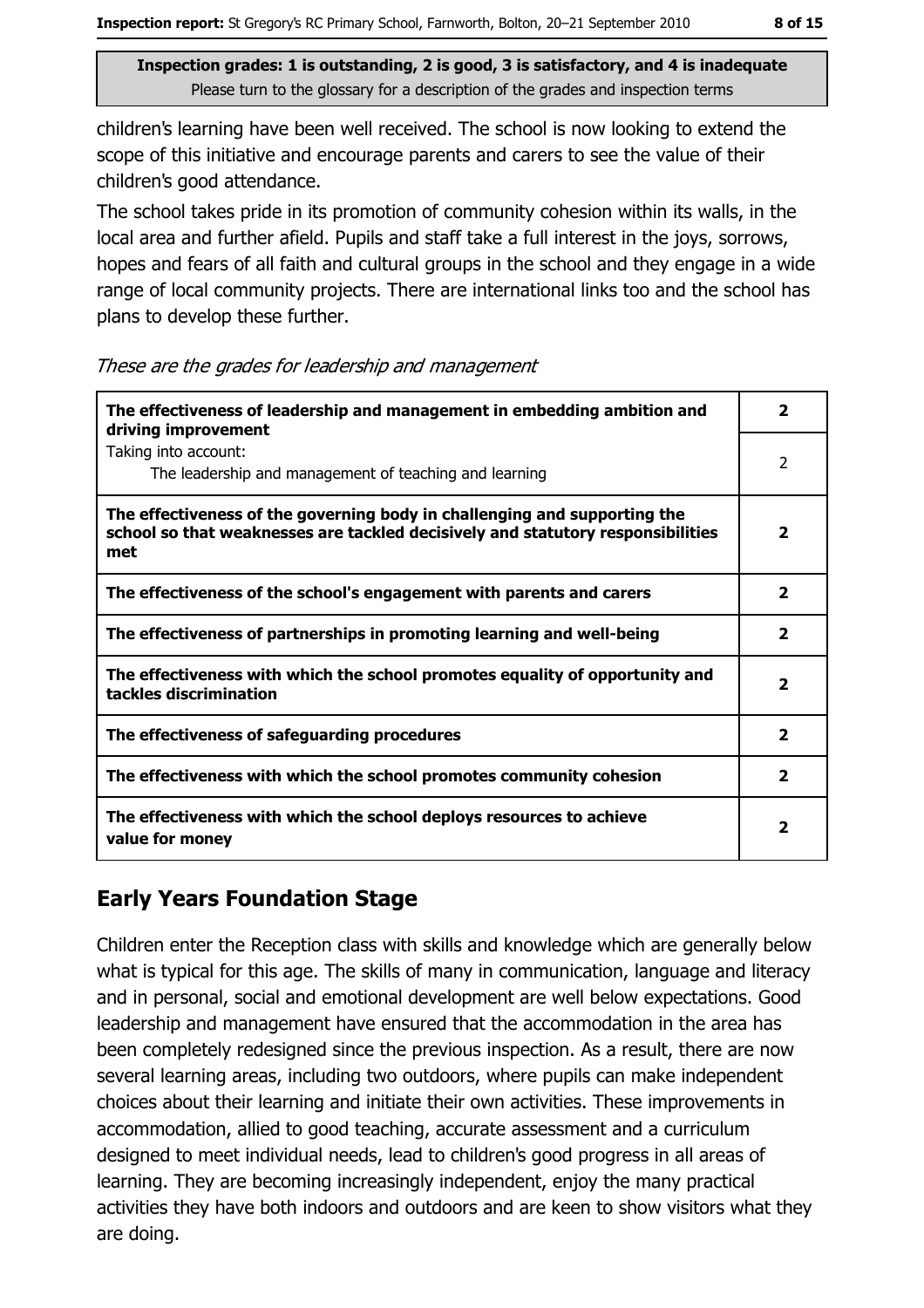**Inspection grades: 1 is outstanding, 2 is good, 3 is satisfactory, and 4 is inadequate**
Please turn to the glossary for a description of the grades and inspection terms

children's learning have been well received. The school is now looking to extend the scope of this initiative and encourage parents and carers to see the value of their children's good attendance.

The school takes pride in its promotion of community cohesion within its walls, in the local area and further afield. Pupils and staff take a full interest in the joys, sorrows, hopes and fears of all faith and cultural groups in the school and they engage in a wide range of local community projects. There are international links too and the school has plans to develop these further.

*These are the grades for leadership and management*

| | |
|---|---|
| **The effectiveness of leadership and management in embedding ambition and driving improvement** | **2** |
| Taking into account: The leadership and management of teaching and learning | 2 |
| **The effectiveness of the governing body in challenging and supporting the school so that weaknesses are tackled decisively and statutory responsibilities met** | **2** |
| **The effectiveness of the school's engagement with parents and carers** | **2** |
| **The effectiveness of partnerships in promoting learning and well-being** | **2** |
| **The effectiveness with which the school promotes equality of opportunity and tackles discrimination** | **2** |
| **The effectiveness of safeguarding procedures** | **2** |
| **The effectiveness with which the school promotes community cohesion** | **2** |
| **The effectiveness with which the school deploys resources to achieve value for money** | **2** |

## Early Years Foundation Stage

Children enter the Reception class with skills and knowledge which are generally below what is typical for this age. The skills of many in communication, language and literacy and in personal, social and emotional development are well below expectations. Good leadership and management have ensured that the accommodation in the area has been completely redesigned since the previous inspection. As a result, there are now several learning areas, including two outdoors, where pupils can make independent choices about their learning and initiate their own activities. These improvements in accommodation, allied to good teaching, accurate assessment and a curriculum designed to meet individual needs, lead to children's good progress in all areas of learning. They are becoming increasingly independent, enjoy the many practical activities they have both indoors and outdoors and are keen to show visitors what they are doing.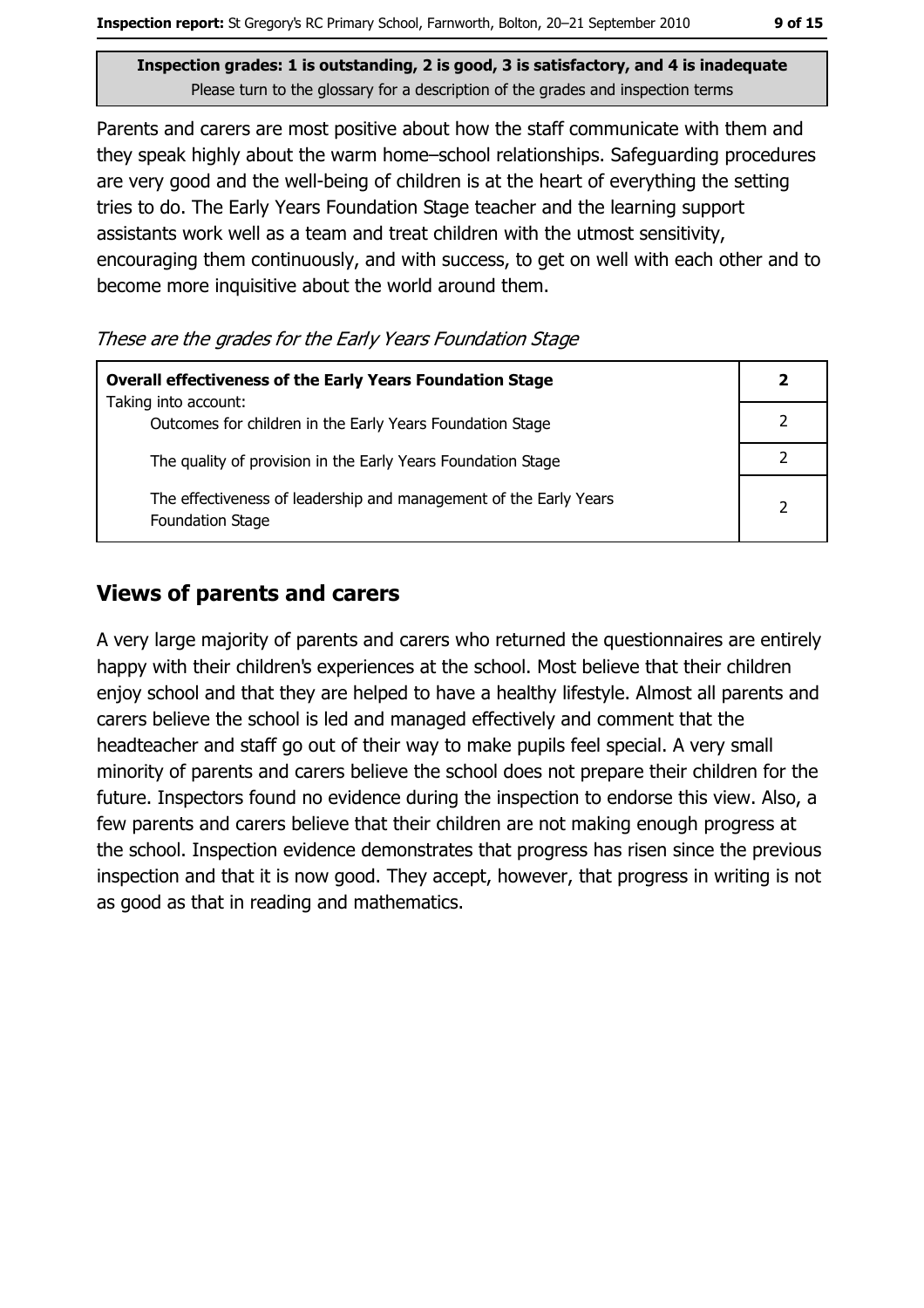**Inspection grades: 1 is outstanding, 2 is good, 3 is satisfactory, and 4 is inadequate**
Please turn to the glossary for a description of the grades and inspection terms

Parents and carers are most positive about how the staff communicate with them and they speak highly about the warm home–school relationships. Safeguarding procedures are very good and the well-being of children is at the heart of everything the setting tries to do. The Early Years Foundation Stage teacher and the learning support assistants work well as a team and treat children with the utmost sensitivity, encouraging them continuously, and with success, to get on well with each other and to become more inquisitive about the world around them.

*These are the grades for the Early Years Foundation Stage*

| **Overall effectiveness of the Early Years Foundation Stage** <br> Taking into account: | **2** |
|---|---|
| Outcomes for children in the Early Years Foundation Stage | 2 |
| The quality of provision in the Early Years Foundation Stage | 2 |
| The effectiveness of leadership and management of the Early Years Foundation Stage | 2 |

## Views of parents and carers

A very large majority of parents and carers who returned the questionnaires are entirely happy with their children's experiences at the school. Most believe that their children enjoy school and that they are helped to have a healthy lifestyle. Almost all parents and carers believe the school is led and managed effectively and comment that the headteacher and staff go out of their way to make pupils feel special. A very small minority of parents and carers believe the school does not prepare their children for the future. Inspectors found no evidence during the inspection to endorse this view. Also, a few parents and carers believe that their children are not making enough progress at the school. Inspection evidence demonstrates that progress has risen since the previous inspection and that it is now good. They accept, however, that progress in writing is not as good as that in reading and mathematics.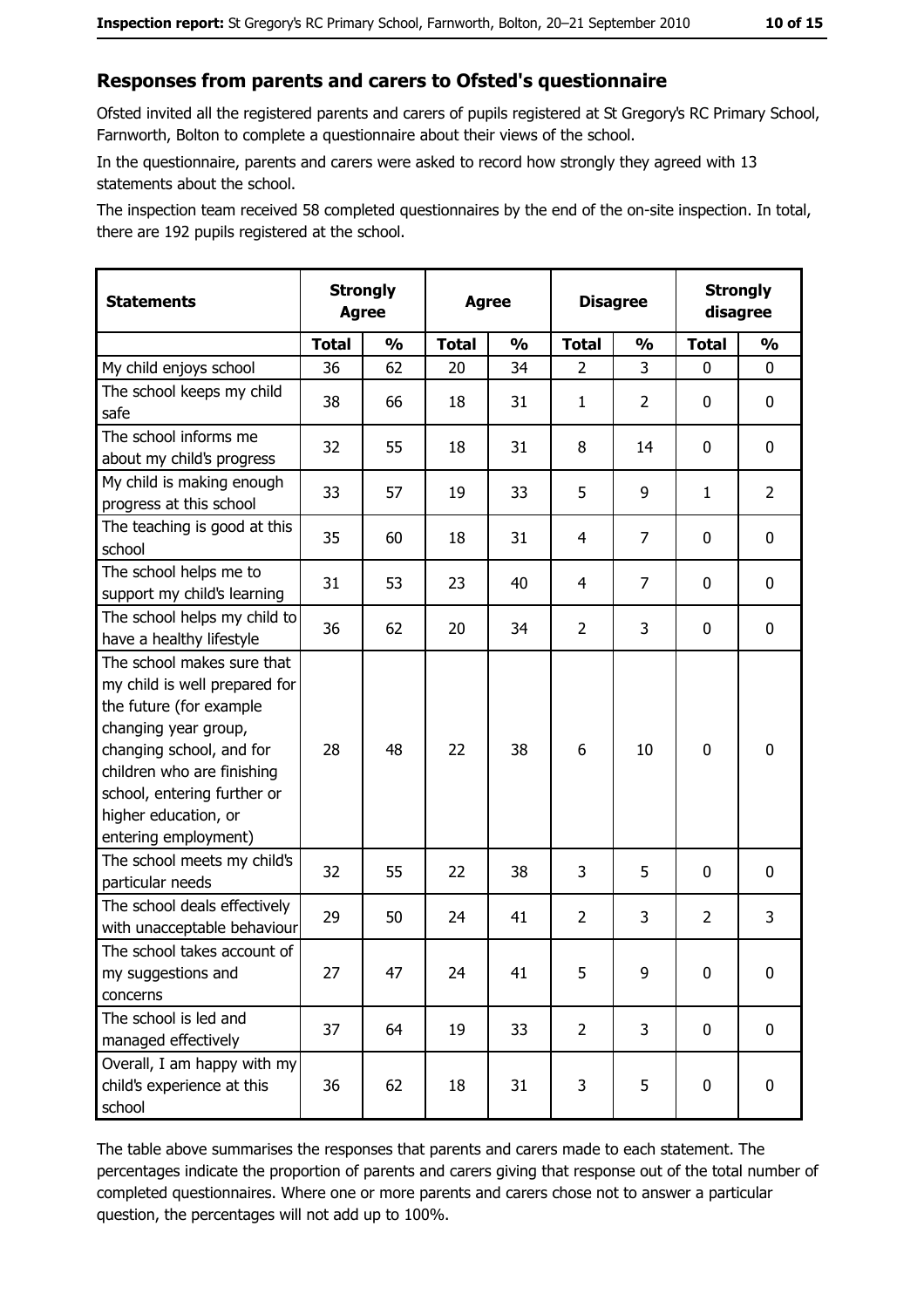## Responses from parents and carers to Ofsted's questionnaire

Ofsted invited all the registered parents and carers of pupils registered at St Gregory's RC Primary School, Farnworth, Bolton to complete a questionnaire about their views of the school.

In the questionnaire, parents and carers were asked to record how strongly they agreed with 13 statements about the school.

The inspection team received 58 completed questionnaires by the end of the on-site inspection. In total, there are 192 pupils registered at the school.

| Statements | Strongly Agree | | Agree | | Disagree | | Strongly disagree | |
|---|---|---|---|---|---|---|---|---|
| | Total | % | Total | % | Total | % | Total | % |
| My child enjoys school | 36 | 62 | 20 | 34 | 2 | 3 | 0 | 0 |
| The school keeps my child safe | 38 | 66 | 18 | 31 | 1 | 2 | 0 | 0 |
| The school informs me about my child's progress | 32 | 55 | 18 | 31 | 8 | 14 | 0 | 0 |
| My child is making enough progress at this school | 33 | 57 | 19 | 33 | 5 | 9 | 1 | 2 |
| The teaching is good at this school | 35 | 60 | 18 | 31 | 4 | 7 | 0 | 0 |
| The school helps me to support my child's learning | 31 | 53 | 23 | 40 | 4 | 7 | 0 | 0 |
| The school helps my child to have a healthy lifestyle | 36 | 62 | 20 | 34 | 2 | 3 | 0 | 0 |
| The school makes sure that my child is well prepared for the future (for example changing year group, changing school, and for children who are finishing school, entering further or higher education, or entering employment) | 28 | 48 | 22 | 38 | 6 | 10 | 0 | 0 |
| The school meets my child's particular needs | 32 | 55 | 22 | 38 | 3 | 5 | 0 | 0 |
| The school deals effectively with unacceptable behaviour | 29 | 50 | 24 | 41 | 2 | 3 | 2 | 3 |
| The school takes account of my suggestions and concerns | 27 | 47 | 24 | 41 | 5 | 9 | 0 | 0 |
| The school is led and managed effectively | 37 | 64 | 19 | 33 | 2 | 3 | 0 | 0 |
| Overall, I am happy with my child's experience at this school | 36 | 62 | 18 | 31 | 3 | 5 | 0 | 0 |

The table above summarises the responses that parents and carers made to each statement. The percentages indicate the proportion of parents and carers giving that response out of the total number of completed questionnaires. Where one or more parents and carers chose not to answer a particular question, the percentages will not add up to 100%.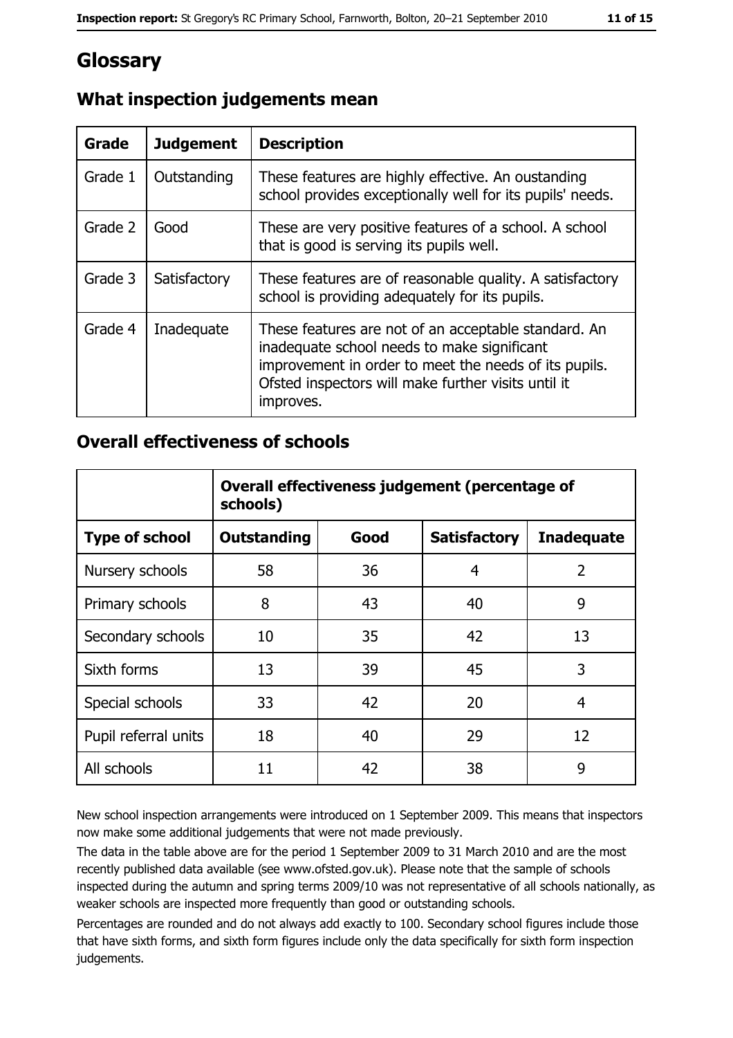# Glossary

## What inspection judgements mean

| Grade | Judgement | Description |
|---|---|---|
| Grade 1 | Outstanding | These features are highly effective. An oustanding school provides exceptionally well for its pupils' needs. |
| Grade 2 | Good | These are very positive features of a school. A school that is good is serving its pupils well. |
| Grade 3 | Satisfactory | These features are of reasonable quality. A satisfactory school is providing adequately for its pupils. |
| Grade 4 | Inadequate | These features are not of an acceptable standard. An inadequate school needs to make significant improvement in order to meet the needs of its pupils. Ofsted inspectors will make further visits until it improves. |

## Overall effectiveness of schools

| | Overall effectiveness judgement (percentage of schools) | | | |
|---|---|---|---|---|
| **Type of school** | **Outstanding** | **Good** | **Satisfactory** | **Inadequate** |
| Nursery schools | 58 | 36 | 4 | 2 |
| Primary schools | 8 | 43 | 40 | 9 |
| Secondary schools | 10 | 35 | 42 | 13 |
| Sixth forms | 13 | 39 | 45 | 3 |
| Special schools | 33 | 42 | 20 | 4 |
| Pupil referral units | 18 | 40 | 29 | 12 |
| All schools | 11 | 42 | 38 | 9 |

New school inspection arrangements were introduced on 1 September 2009. This means that inspectors now make some additional judgements that were not made previously.

The data in the table above are for the period 1 September 2009 to 31 March 2010 and are the most recently published data available (see www.ofsted.gov.uk). Please note that the sample of schools inspected during the autumn and spring terms 2009/10 was not representative of all schools nationally, as weaker schools are inspected more frequently than good or outstanding schools.

Percentages are rounded and do not always add exactly to 100. Secondary school figures include those that have sixth forms, and sixth form figures include only the data specifically for sixth form inspection judgements.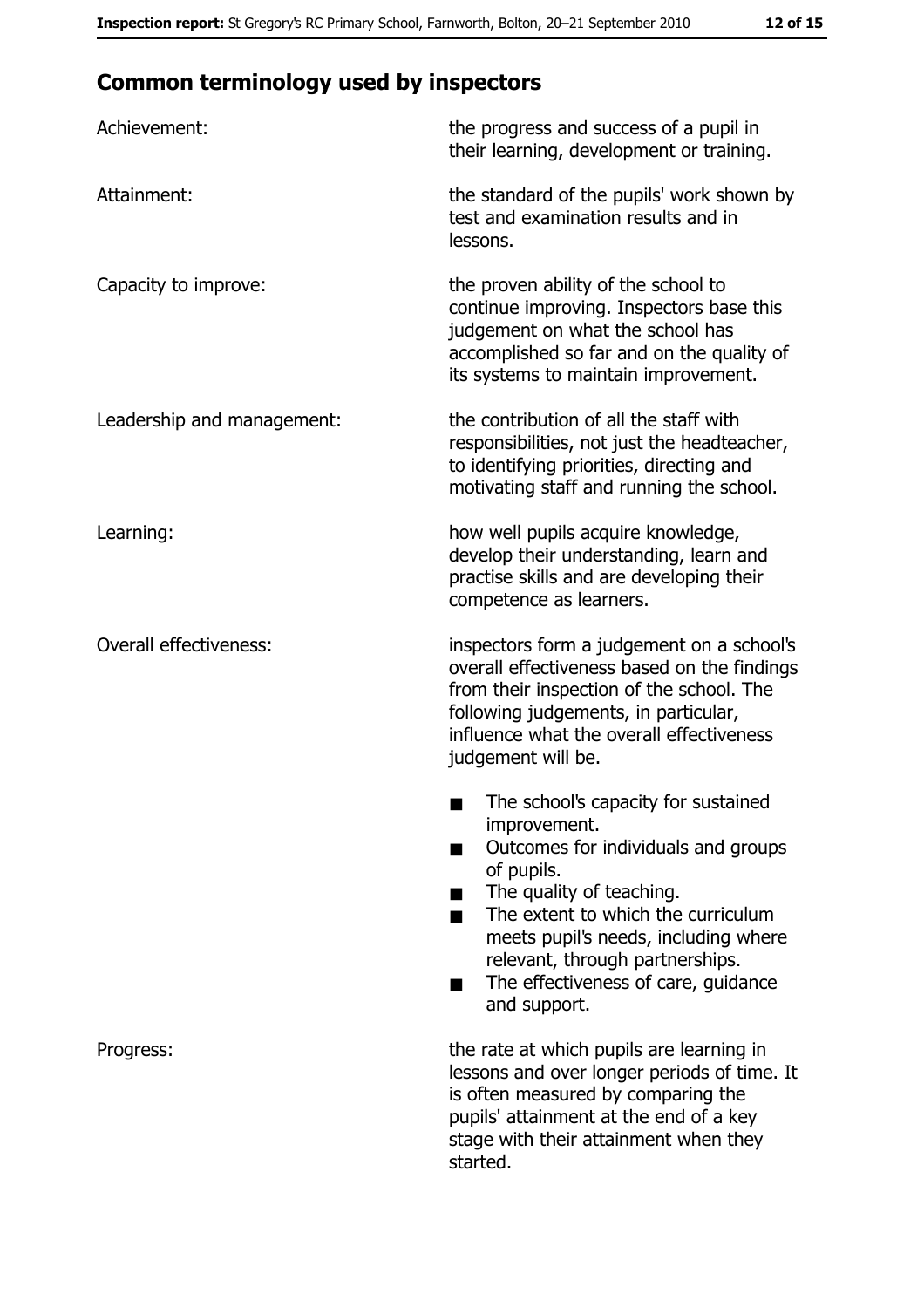## Common terminology used by inspectors

| | |
|---|---|
| Achievement: | the progress and success of a pupil in their learning, development or training. |
| Attainment: | the standard of the pupils' work shown by test and examination results and in lessons. |
| Capacity to improve: | the proven ability of the school to continue improving. Inspectors base this judgement on what the school has accomplished so far and on the quality of its systems to maintain improvement. |
| Leadership and management: | the contribution of all the staff with responsibilities, not just the headteacher, to identifying priorities, directing and motivating staff and running the school. |
| Learning: | how well pupils acquire knowledge, develop their understanding, learn and practise skills and are developing their competence as learners. |
| Overall effectiveness: | inspectors form a judgement on a school's overall effectiveness based on the findings from their inspection of the school. The following judgements, in particular, influence what the overall effectiveness judgement will be.<br>■ The school's capacity for sustained improvement.<br>■ Outcomes for individuals and groups of pupils.<br>■ The quality of teaching.<br>■ The extent to which the curriculum meets pupil's needs, including where relevant, through partnerships.<br>■ The effectiveness of care, guidance and support. |
| Progress: | the rate at which pupils are learning in lessons and over longer periods of time. It is often measured by comparing the pupils' attainment at the end of a key stage with their attainment when they started. |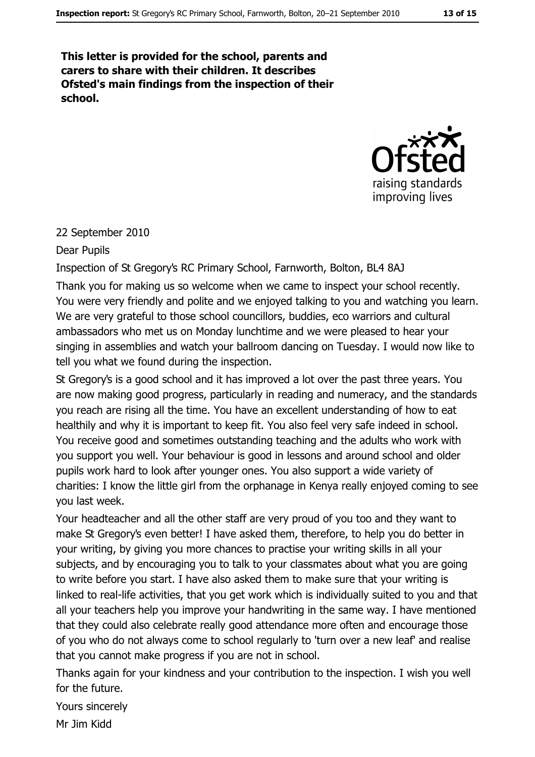**This letter is provided for the school, parents and carers to share with their children. It describes Ofsted's main findings from the inspection of their school.**

22 September 2010

Dear Pupils

Inspection of St Gregory's RC Primary School, Farnworth, Bolton, BL4 8AJ

Thank you for making us so welcome when we came to inspect your school recently. You were very friendly and polite and we enjoyed talking to you and watching you learn. We are very grateful to those school councillors, buddies, eco warriors and cultural ambassadors who met us on Monday lunchtime and we were pleased to hear your singing in assemblies and watch your ballroom dancing on Tuesday. I would now like to tell you what we found during the inspection.

St Gregory's is a good school and it has improved a lot over the past three years. You are now making good progress, particularly in reading and numeracy, and the standards you reach are rising all the time. You have an excellent understanding of how to eat healthily and why it is important to keep fit. You also feel very safe indeed in school. You receive good and sometimes outstanding teaching and the adults who work with you support you well. Your behaviour is good in lessons and around school and older pupils work hard to look after younger ones. You also support a wide variety of charities: I know the little girl from the orphanage in Kenya really enjoyed coming to see you last week.

Your headteacher and all the other staff are very proud of you too and they want to make St Gregory's even better! I have asked them, therefore, to help you do better in your writing, by giving you more chances to practise your writing skills in all your subjects, and by encouraging you to talk to your classmates about what you are going to write before you start. I have also asked them to make sure that your writing is linked to real-life activities, that you get work which is individually suited to you and that all your teachers help you improve your handwriting in the same way. I have mentioned that they could also celebrate really good attendance more often and encourage those of you who do not always come to school regularly to 'turn over a new leaf' and realise that you cannot make progress if you are not in school.

Thanks again for your kindness and your contribution to the inspection. I wish you well for the future.

Yours sincerely

Mr Jim Kidd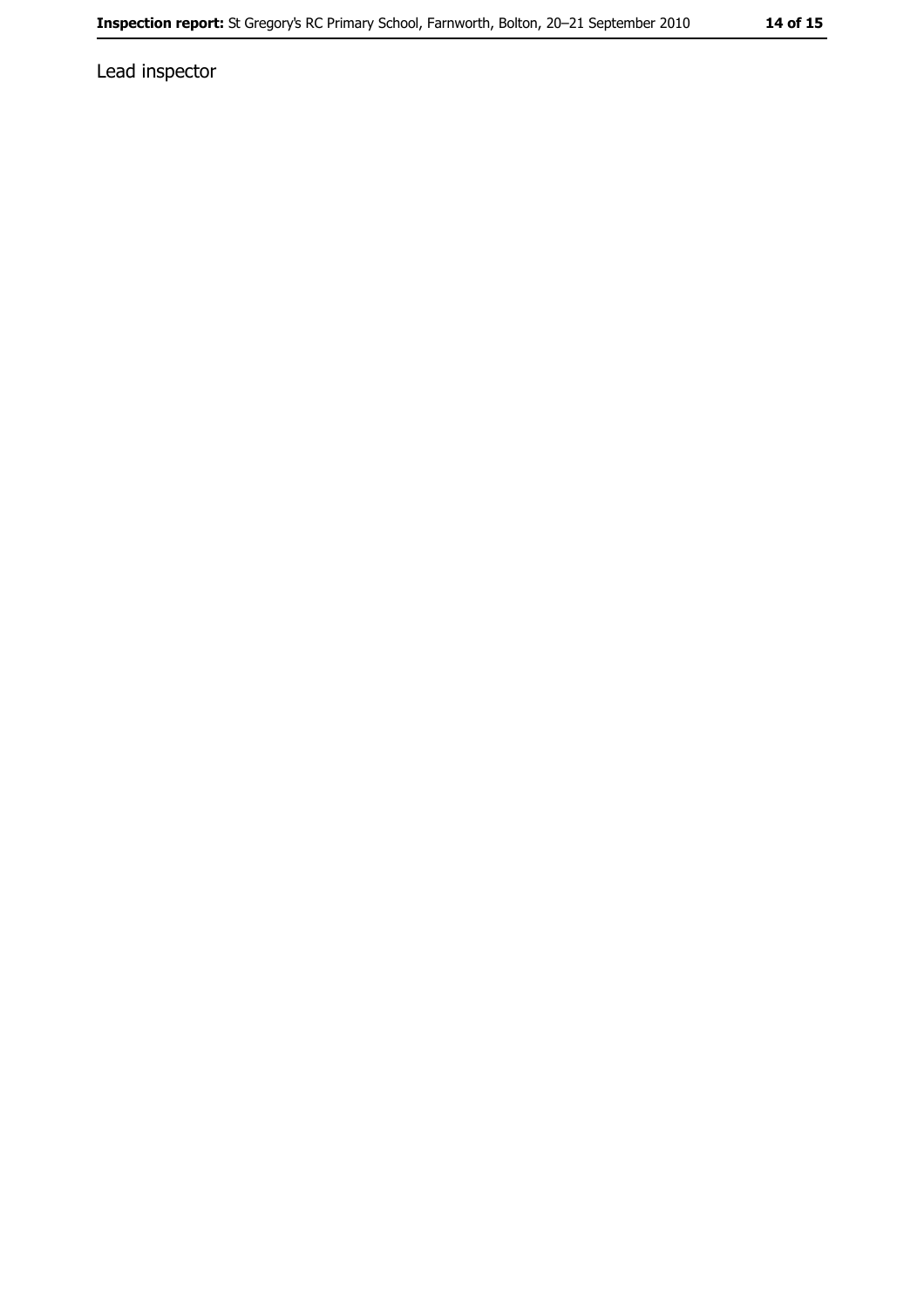Lead inspector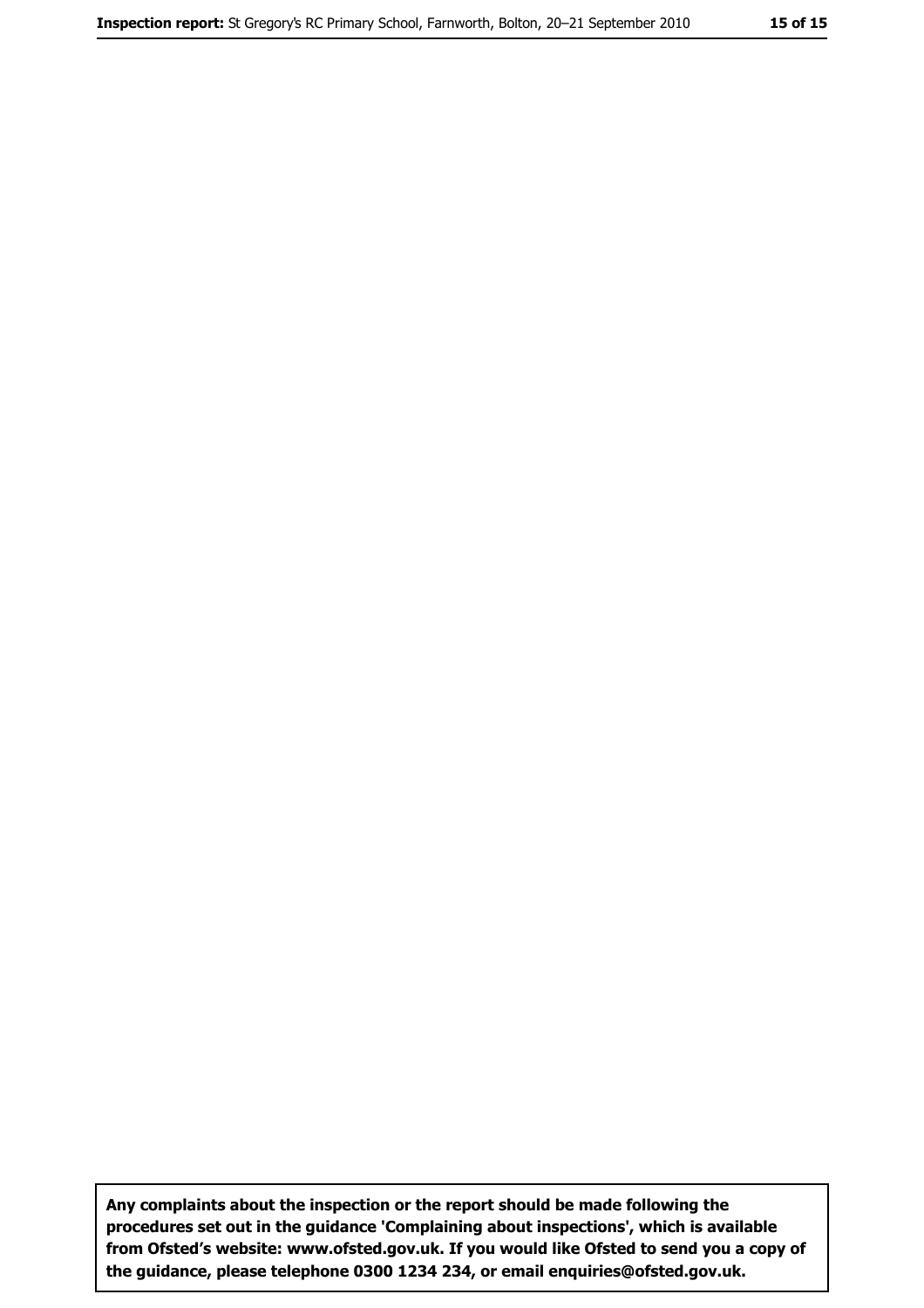**Any complaints about the inspection or the report should be made following the procedures set out in the guidance 'Complaining about inspections', which is available from Ofsted's website: www.ofsted.gov.uk. If you would like Ofsted to send you a copy of the guidance, please telephone 0300 1234 234, or email enquiries@ofsted.gov.uk.**